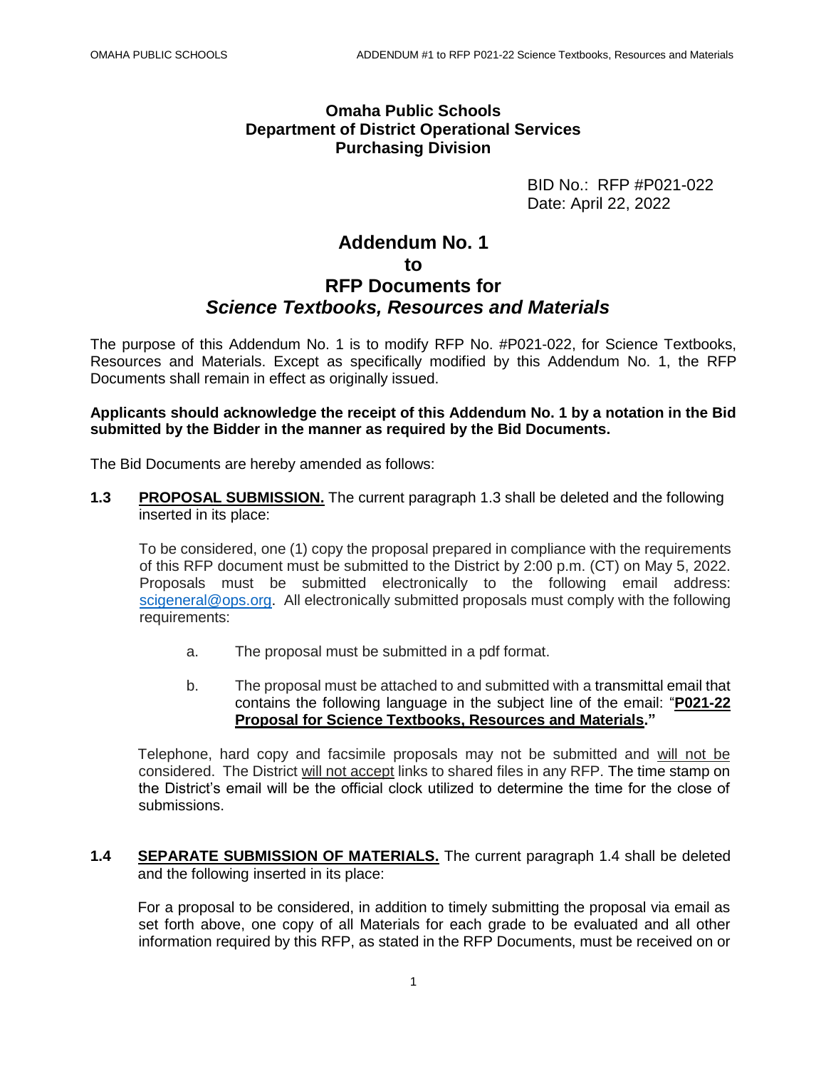**Omaha Public Schools**
**Department of District Operational Services**
**Purchasing Division**

BID No.: RFP #P021-022
Date: April 22, 2022

# Addendum No. 1 to RFP Documents for *Science Textbooks, Resources and Materials*

The purpose of this Addendum No. 1 is to modify RFP No. #P021-022, for Science Textbooks, Resources and Materials. Except as specifically modified by this Addendum No. 1, the RFP Documents shall remain in effect as originally issued.

**Applicants should acknowledge the receipt of this Addendum No. 1 by a notation in the Bid submitted by the Bidder in the manner as required by the Bid Documents.**

The Bid Documents are hereby amended as follows:

**1.3 PROPOSAL SUBMISSION.** The current paragraph 1.3 shall be deleted and the following inserted in its place:

To be considered, one (1) copy the proposal prepared in compliance with the requirements of this RFP document must be submitted to the District by 2:00 p.m. (CT) on May 5, 2022. Proposals must be submitted electronically to the following email address: scigeneral@ops.org. All electronically submitted proposals must comply with the following requirements:

a. The proposal must be submitted in a pdf format.

b. The proposal must be attached to and submitted with a transmittal email that contains the following language in the subject line of the email: "**P021-22 Proposal for Science Textbooks, Resources and Materials**."

Telephone, hard copy and facsimile proposals may not be submitted and will not be considered. The District will not accept links to shared files in any RFP. The time stamp on the District's email will be the official clock utilized to determine the time for the close of submissions.

**1.4 SEPARATE SUBMISSION OF MATERIALS.** The current paragraph 1.4 shall be deleted and the following inserted in its place:

For a proposal to be considered, in addition to timely submitting the proposal via email as set forth above, one copy of all Materials for each grade to be evaluated and all other information required by this RFP, as stated in the RFP Documents, must be received on or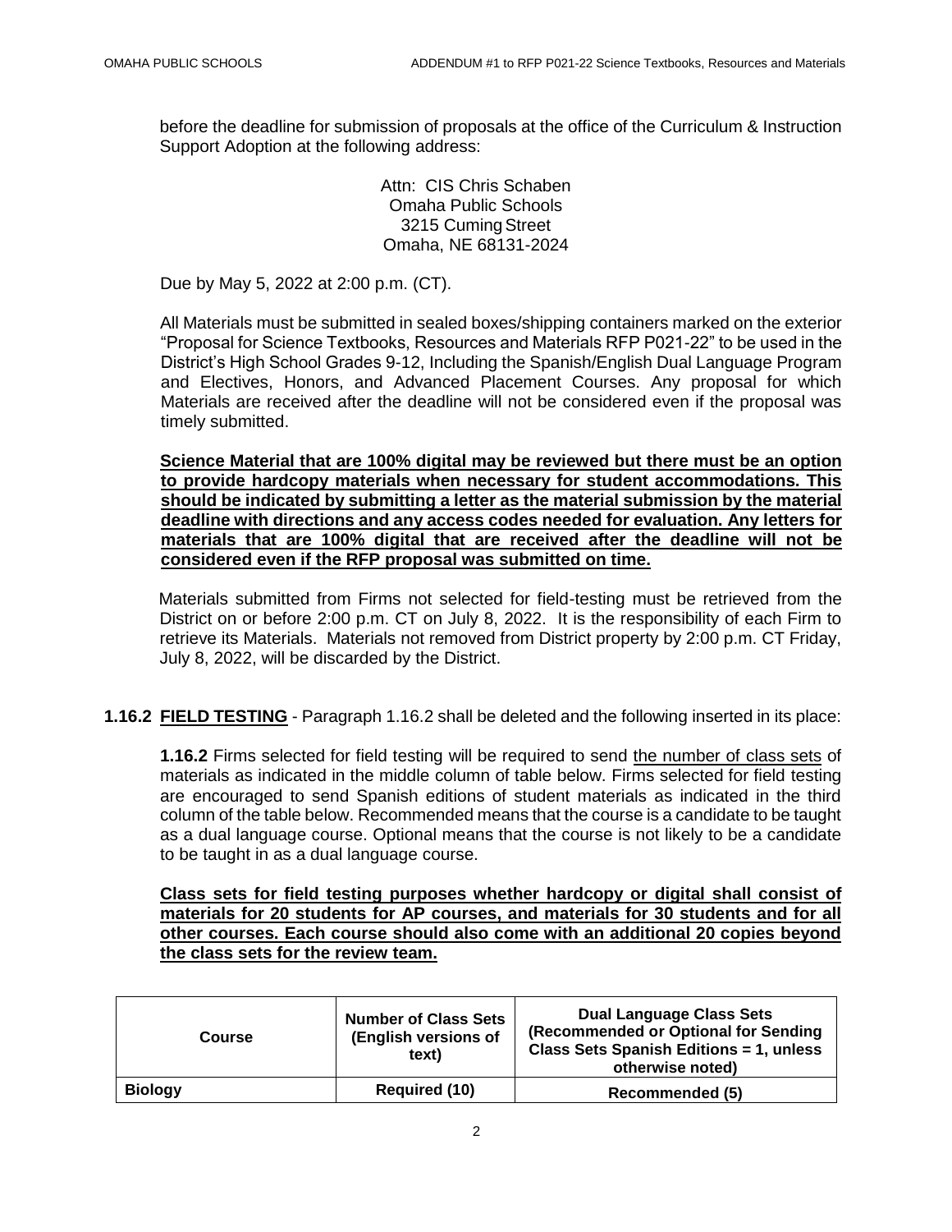before the deadline for submission of proposals at the office of the Curriculum & Instruction Support Adoption at the following address:

Attn: CIS Chris Schaben
Omaha Public Schools
3215 Cuming Street
Omaha, NE 68131-2024

Due by May 5, 2022 at 2:00 p.m. (CT).

All Materials must be submitted in sealed boxes/shipping containers marked on the exterior "Proposal for Science Textbooks, Resources and Materials RFP P021-22" to be used in the District's High School Grades 9-12, Including the Spanish/English Dual Language Program and Electives, Honors, and Advanced Placement Courses. Any proposal for which Materials are received after the deadline will not be considered even if the proposal was timely submitted.

**Science Material that are 100% digital may be reviewed but there must be an option to provide hardcopy materials when necessary for student accommodations. This should be indicated by submitting a letter as the material submission by the material deadline with directions and any access codes needed for evaluation. Any letters for materials that are 100% digital that are received after the deadline will not be considered even if the RFP proposal was submitted on time.**

Materials submitted from Firms not selected for field-testing must be retrieved from the District on or before 2:00 p.m. CT on July 8, 2022. It is the responsibility of each Firm to retrieve its Materials. Materials not removed from District property by 2:00 p.m. CT Friday, July 8, 2022, will be discarded by the District.

**1.16.2 FIELD TESTING** - Paragraph 1.16.2 shall be deleted and the following inserted in its place:

**1.16.2** Firms selected for field testing will be required to send the number of class sets of materials as indicated in the middle column of table below. Firms selected for field testing are encouraged to send Spanish editions of student materials as indicated in the third column of the table below. Recommended means that the course is a candidate to be taught as a dual language course. Optional means that the course is not likely to be a candidate to be taught in as a dual language course.

**Class sets for field testing purposes whether hardcopy or digital shall consist of materials for 20 students for AP courses, and materials for 30 students and for all other courses. Each course should also come with an additional 20 copies beyond the class sets for the review team.**

| Course | Number of Class Sets (English versions of text) | Dual Language Class Sets (Recommended or Optional for Sending Class Sets Spanish Editions = 1, unless otherwise noted) |
|---|---|---|
| **Biology** | **Required (10)** | **Recommended (5)** |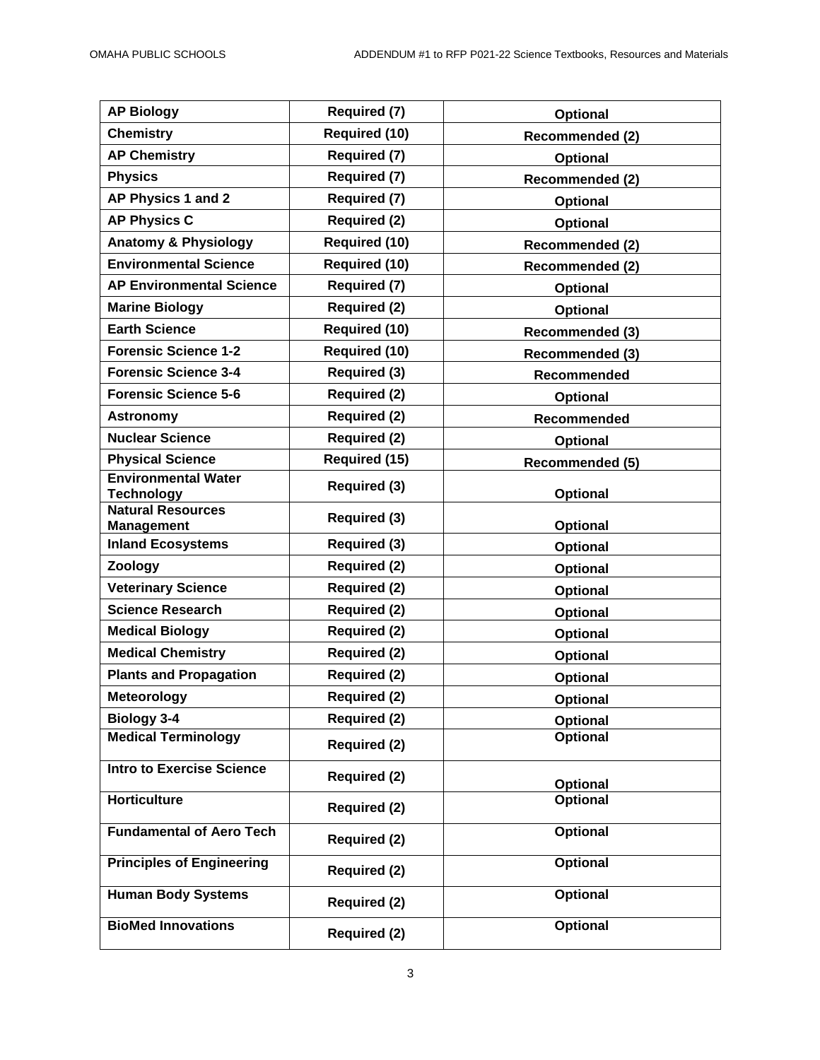| **AP Biology** | **Required (7)** | **Optional** |
|---|---|---|
| **Chemistry** | **Required (10)** | **Recommended (2)** |
| **AP Chemistry** | **Required (7)** | **Optional** |
| **Physics** | **Required (7)** | **Recommended (2)** |
| **AP Physics 1 and 2** | **Required (7)** | **Optional** |
| **AP Physics C** | **Required (2)** | **Optional** |
| **Anatomy & Physiology** | **Required (10)** | **Recommended (2)** |
| **Environmental Science** | **Required (10)** | **Recommended (2)** |
| **AP Environmental Science** | **Required (7)** | **Optional** |
| **Marine Biology** | **Required (2)** | **Optional** |
| **Earth Science** | **Required (10)** | **Recommended (3)** |
| **Forensic Science 1-2** | **Required (10)** | **Recommended (3)** |
| **Forensic Science 3-4** | **Required (3)** | **Recommended** |
| **Forensic Science 5-6** | **Required (2)** | **Optional** |
| **Astronomy** | **Required (2)** | **Recommended** |
| **Nuclear Science** | **Required (2)** | **Optional** |
| **Physical Science** | **Required (15)** | **Recommended (5)** |
| **Environmental Water Technology** | **Required (3)** | **Optional** |
| **Natural Resources Management** | **Required (3)** | **Optional** |
| **Inland Ecosystems** | **Required (3)** | **Optional** |
| **Zoology** | **Required (2)** | **Optional** |
| **Veterinary Science** | **Required (2)** | **Optional** |
| **Science Research** | **Required (2)** | **Optional** |
| **Medical Biology** | **Required (2)** | **Optional** |
| **Medical Chemistry** | **Required (2)** | **Optional** |
| **Plants and Propagation** | **Required (2)** | **Optional** |
| **Meteorology** | **Required (2)** | **Optional** |
| **Biology 3-4** | **Required (2)** | **Optional** |
| **Medical Terminology** | **Required (2)** | **Optional** |
| **Intro to Exercise Science** | **Required (2)** | **Optional** |
| **Horticulture** | **Required (2)** | **Optional** |
| **Fundamental of Aero Tech** | **Required (2)** | **Optional** |
| **Principles of Engineering** | **Required (2)** | **Optional** |
| **Human Body Systems** | **Required (2)** | **Optional** |
| **BioMed Innovations** | **Required (2)** | **Optional** |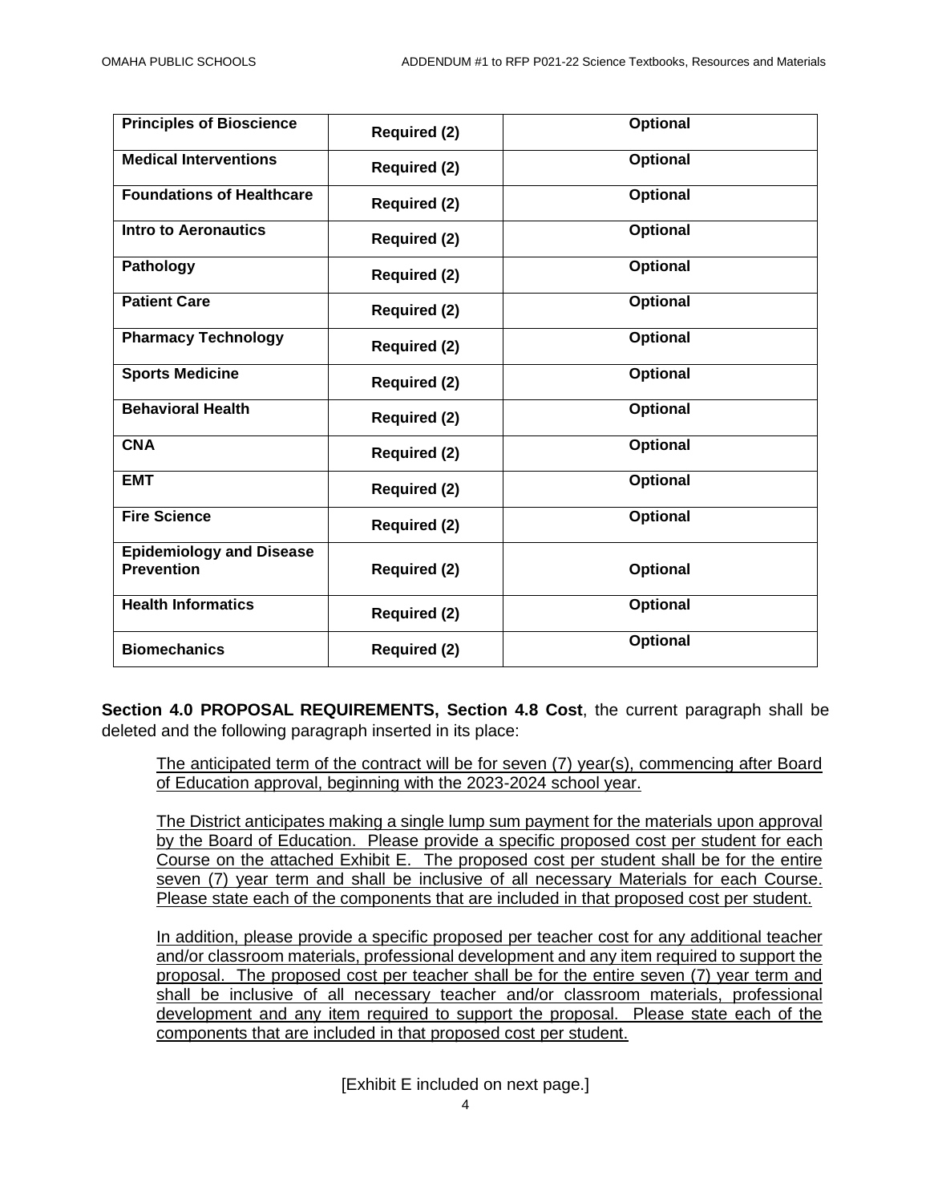| | | |
|---|---|---|
| **Principles of Bioscience** | **Required (2)** | **Optional** |
| **Medical Interventions** | **Required (2)** | **Optional** |
| **Foundations of Healthcare** | **Required (2)** | **Optional** |
| **Intro to Aeronautics** | **Required (2)** | **Optional** |
| **Pathology** | **Required (2)** | **Optional** |
| **Patient Care** | **Required (2)** | **Optional** |
| **Pharmacy Technology** | **Required (2)** | **Optional** |
| **Sports Medicine** | **Required (2)** | **Optional** |
| **Behavioral Health** | **Required (2)** | **Optional** |
| **CNA** | **Required (2)** | **Optional** |
| **EMT** | **Required (2)** | **Optional** |
| **Fire Science** | **Required (2)** | **Optional** |
| **Epidemiology and Disease Prevention** | **Required (2)** | **Optional** |
| **Health Informatics** | **Required (2)** | **Optional** |
| **Biomechanics** | **Required (2)** | **Optional** |

**Section 4.0 PROPOSAL REQUIREMENTS, Section 4.8 Cost**, the current paragraph shall be deleted and the following paragraph inserted in its place:

> The anticipated term of the contract will be for seven (7) year(s), commencing after Board of Education approval, beginning with the 2023-2024 school year.
>
> The District anticipates making a single lump sum payment for the materials upon approval by the Board of Education. Please provide a specific proposed cost per student for each Course on the attached Exhibit E. The proposed cost per student shall be for the entire seven (7) year term and shall be inclusive of all necessary Materials for each Course. Please state each of the components that are included in that proposed cost per student.
>
> In addition, please provide a specific proposed per teacher cost for any additional teacher and/or classroom materials, professional development and any item required to support the proposal. The proposed cost per teacher shall be for the entire seven (7) year term and shall be inclusive of all necessary teacher and/or classroom materials, professional development and any item required to support the proposal. Please state each of the components that are included in that proposed cost per student.

[Exhibit E included on next page.]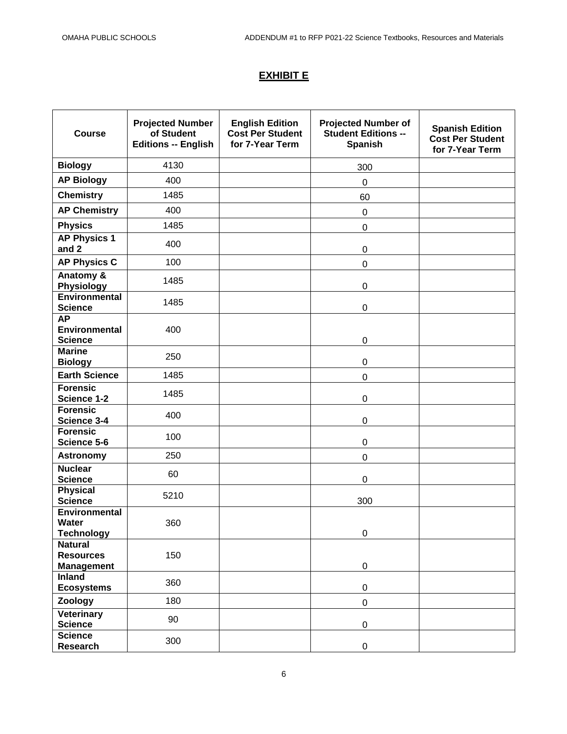## EXHIBIT E

| Course | Projected Number of Student Editions -- English | English Edition Cost Per Student for 7-Year Term | Projected Number of Student Editions -- Spanish | Spanish Edition Cost Per Student for 7-Year Term |
|---|---|---|---|---|
| **Biology** | 4130 | | 300 | |
| **AP Biology** | 400 | | 0 | |
| **Chemistry** | 1485 | | 60 | |
| **AP Chemistry** | 400 | | 0 | |
| **Physics** | 1485 | | 0 | |
| **AP Physics 1 and 2** | 400 | | 0 | |
| **AP Physics C** | 100 | | 0 | |
| **Anatomy & Physiology** | 1485 | | 0 | |
| **Environmental Science** | 1485 | | 0 | |
| **AP Environmental Science** | 400 | | 0 | |
| **Marine Biology** | 250 | | 0 | |
| **Earth Science** | 1485 | | 0 | |
| **Forensic Science 1-2** | 1485 | | 0 | |
| **Forensic Science 3-4** | 400 | | 0 | |
| **Forensic Science 5-6** | 100 | | 0 | |
| **Astronomy** | 250 | | 0 | |
| **Nuclear Science** | 60 | | 0 | |
| **Physical Science** | 5210 | | 300 | |
| **Environmental Water Technology** | 360 | | 0 | |
| **Natural Resources Management** | 150 | | 0 | |
| **Inland Ecosystems** | 360 | | 0 | |
| **Zoology** | 180 | | 0 | |
| **Veterinary Science** | 90 | | 0 | |
| **Science Research** | 300 | | 0 | |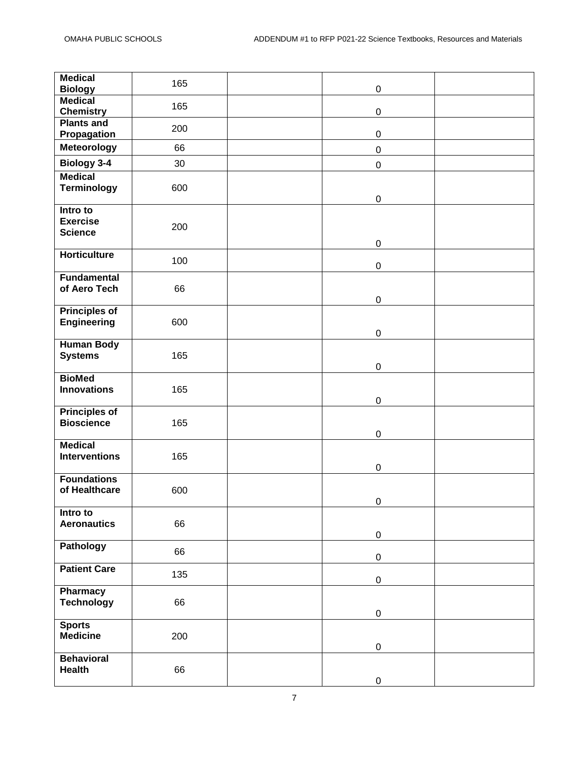| | | | | |
|---|---|---|---|---|
| **Medical Biology** | 165 | | 0 | |
| **Medical Chemistry** | 165 | | 0 | |
| **Plants and Propagation** | 200 | | 0 | |
| **Meteorology** | 66 | | 0 | |
| **Biology 3-4** | 30 | | 0 | |
| **Medical Terminology** | 600 | | 0 | |
| **Intro to Exercise Science** | 200 | | 0 | |
| **Horticulture** | 100 | | 0 | |
| **Fundamental of Aero Tech** | 66 | | 0 | |
| **Principles of Engineering** | 600 | | 0 | |
| **Human Body Systems** | 165 | | 0 | |
| **BioMed Innovations** | 165 | | 0 | |
| **Principles of Bioscience** | 165 | | 0 | |
| **Medical Interventions** | 165 | | 0 | |
| **Foundations of Healthcare** | 600 | | 0 | |
| **Intro to Aeronautics** | 66 | | 0 | |
| **Pathology** | 66 | | 0 | |
| **Patient Care** | 135 | | 0 | |
| **Pharmacy Technology** | 66 | | 0 | |
| **Sports Medicine** | 200 | | 0 | |
| **Behavioral Health** | 66 | | 0 | |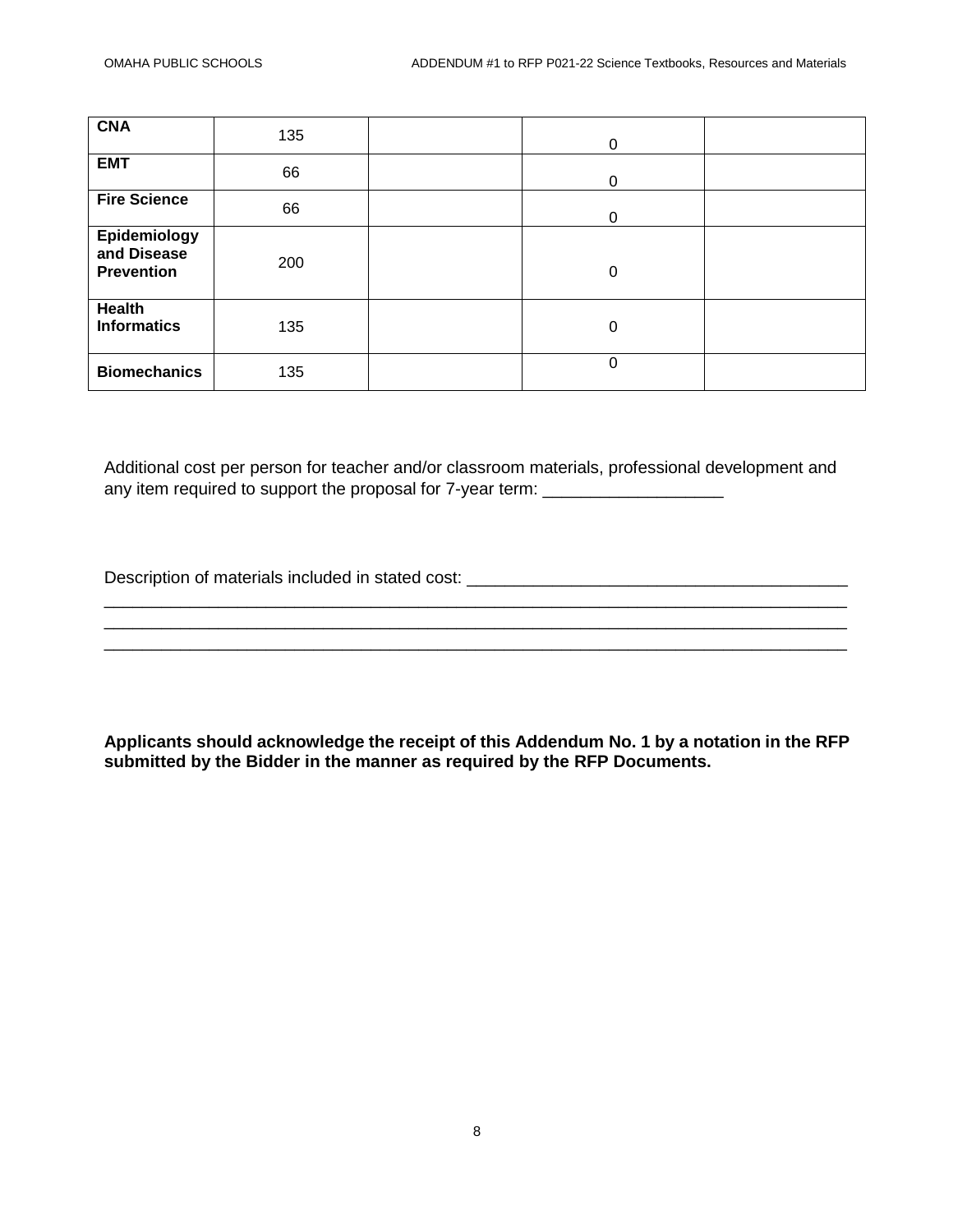| | | | | |
|---|---|---|---|---|
| **CNA** | 135 | | 0 | |
| **EMT** | 66 | | 0 | |
| **Fire Science** | 66 | | 0 | |
| **Epidemiology and Disease Prevention** | 200 | | 0 | |
| **Health Informatics** | 135 | | 0 | |
| **Biomechanics** | 135 | | 0 | |

Additional cost per person for teacher and/or classroom materials, professional development and any item required to support the proposal for 7-year term: ___________________

Description of materials included in stated cost: ________________________________________
________________________________________________________________________________
________________________________________________________________________________
________________________________________________________________________________

**Applicants should acknowledge the receipt of this Addendum No. 1 by a notation in the RFP submitted by the Bidder in the manner as required by the RFP Documents.**